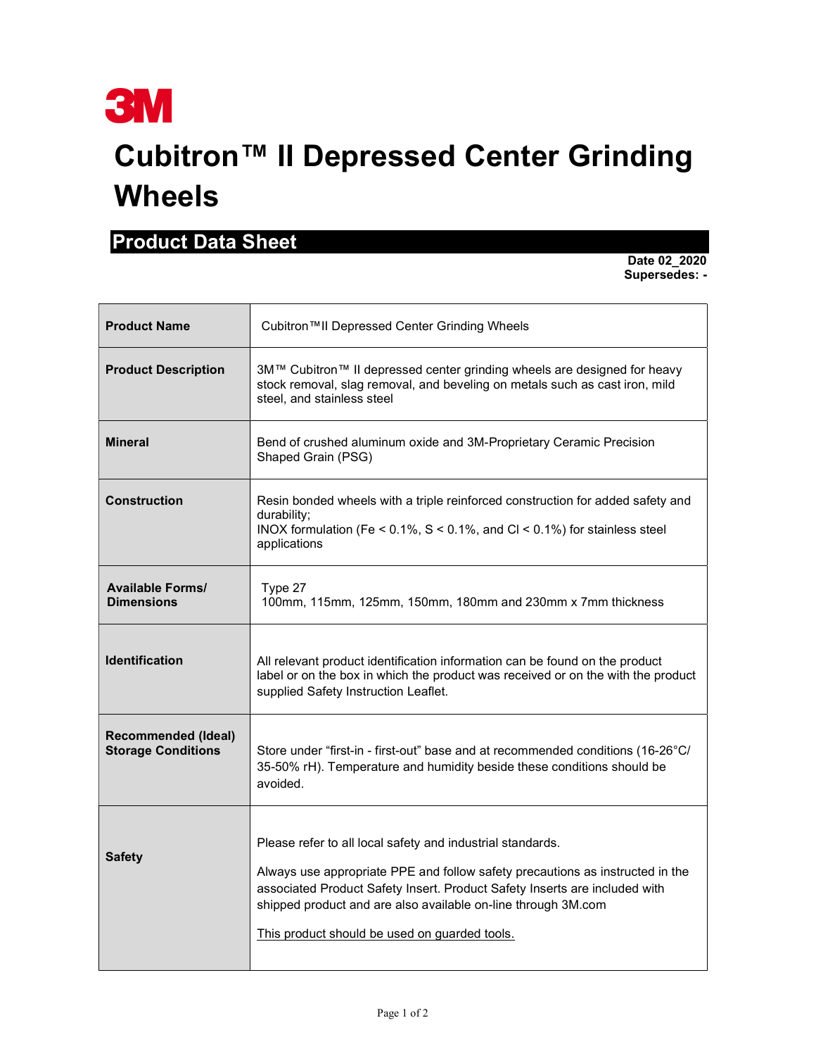3M

# Cubitron™ II Depressed Center Grinding Wheels

## Product Data Sheet

**Date 02_2020**
**Supersedes: -**

| | |
|---|---|
| **Product Name** | Cubitron™II Depressed Center Grinding Wheels |
| **Product Description** | 3M™ Cubitron™ II depressed center grinding wheels are designed for heavy stock removal, slag removal, and beveling on metals such as cast iron, mild steel, and stainless steel |
| **Mineral** | Bend of crushed aluminum oxide and 3M-Proprietary Ceramic Precision Shaped Grain (PSG) |
| **Construction** | Resin bonded wheels with a triple reinforced construction for added safety and durability;<br>INOX formulation (Fe < 0.1%, S < 0.1%, and Cl < 0.1%) for stainless steel applications |
| **Available Forms/ Dimensions** | Type 27<br>100mm, 115mm, 125mm, 150mm, 180mm and 230mm x 7mm thickness |
| **Identification** | All relevant product identification information can be found on the product label or on the box in which the product was received or on the with the product supplied Safety Instruction Leaflet. |
| **Recommended (Ideal) Storage Conditions** | Store under "first-in - first-out" base and at recommended conditions (16-26°C/ 35-50% rH). Temperature and humidity beside these conditions should be avoided. |
| **Safety** | Please refer to all local safety and industrial standards.<br><br>Always use appropriate PPE and follow safety precautions as instructed in the associated Product Safety Insert. Product Safety Inserts are included with shipped product and are also available on-line through 3M.com<br><br>This product should be used on guarded tools. |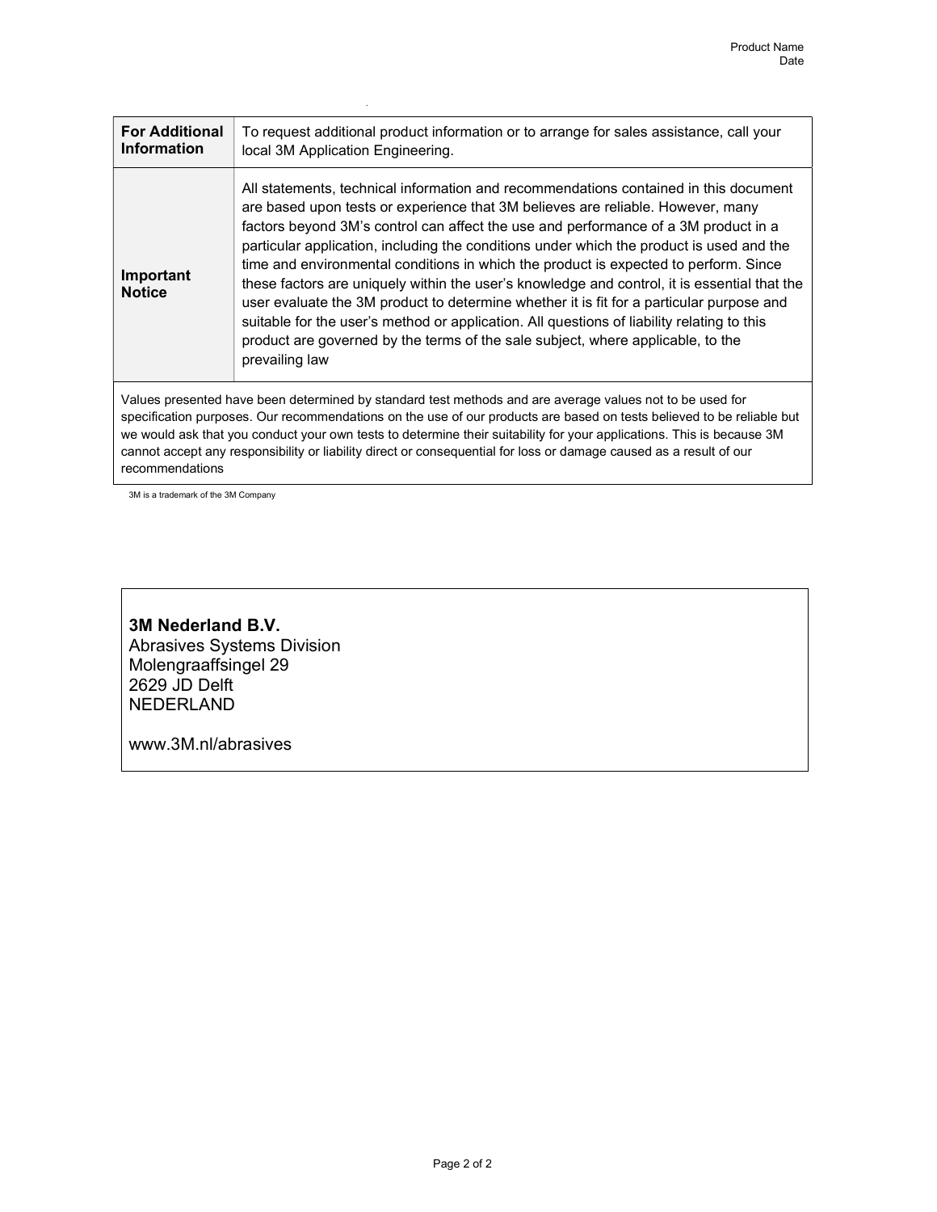| | |
|---|---|
| **For Additional Information** | To request additional product information or to arrange for sales assistance, call your local 3M Application Engineering. |
| **Important Notice** | All statements, technical information and recommendations contained in this document are based upon tests or experience that 3M believes are reliable. However, many factors beyond 3M's control can affect the use and performance of a 3M product in a particular application, including the conditions under which the product is used and the time and environmental conditions in which the product is expected to perform. Since these factors are uniquely within the user's knowledge and control, it is essential that the user evaluate the 3M product to determine whether it is fit for a particular purpose and suitable for the user's method or application. All questions of liability relating to this product are governed by the terms of the sale subject, where applicable, to the prevailing law |

Values presented have been determined by standard test methods and are average values not to be used for specification purposes. Our recommendations on the use of our products are based on tests believed to be reliable but we would ask that you conduct your own tests to determine their suitability for your applications. This is because 3M cannot accept any responsibility or liability direct or consequential for loss or damage caused as a result of our recommendations

3M is a trademark of the 3M Company

**3M Nederland B.V.**
Abrasives Systems Division
Molengraaffsingel 29
2629 JD Delft
NEDERLAND

www.3M.nl/abrasives